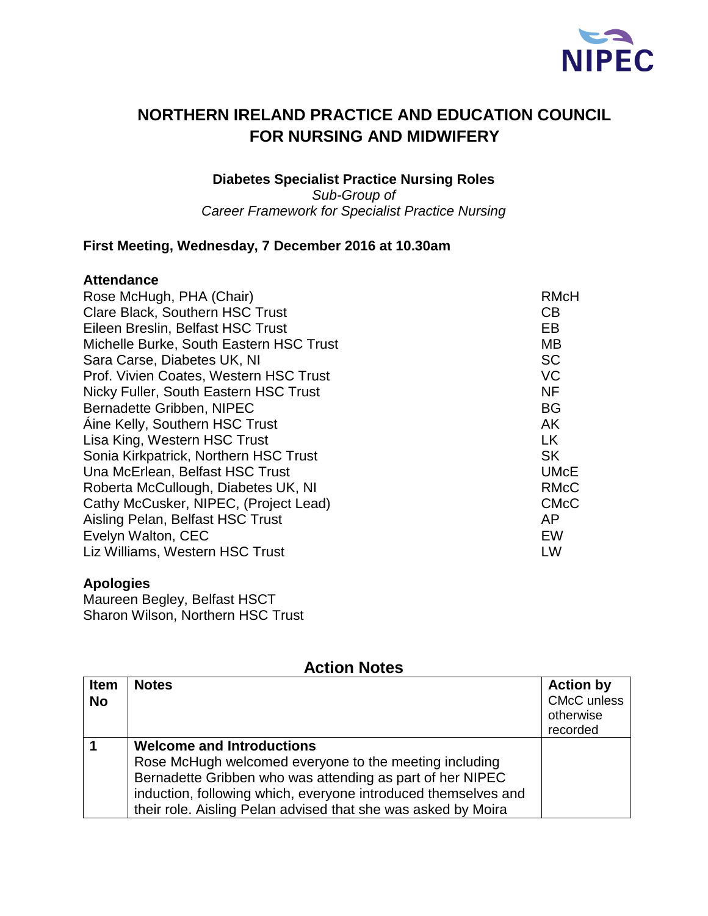# NORTHERN IRELAND PRACTICE AND EDUCATION COUNCIL FOR NURSING AND MIDWIFERY

**Diabetes Specialist Practice Nursing Roles**
*Sub-Group of*
*Career Framework for Specialist Practice Nursing*

**First Meeting, Wednesday, 7 December 2016 at 10.30am**

**Attendance**

| | |
|---|---|
| Rose McHugh, PHA (Chair) | RMcH |
| Clare Black, Southern HSC Trust | CB |
| Eileen Breslin, Belfast HSC Trust | EB |
| Michelle Burke, South Eastern HSC Trust | MB |
| Sara Carse, Diabetes UK, NI | SC |
| Prof. Vivien Coates, Western HSC Trust | VC |
| Nicky Fuller, South Eastern HSC Trust | NF |
| Bernadette Gribben, NIPEC | BG |
| Áine Kelly, Southern HSC Trust | AK |
| Lisa King, Western HSC Trust | LK |
| Sonia Kirkpatrick, Northern HSC Trust | SK |
| Una McErlean, Belfast HSC Trust | UMcE |
| Roberta McCullough, Diabetes UK, NI | RMcC |
| Cathy McCusker, NIPEC, (Project Lead) | CMcC |
| Aisling Pelan, Belfast HSC Trust | AP |
| Evelyn Walton, CEC | EW |
| Liz Williams, Western HSC Trust | LW |

**Apologies**

Maureen Begley, Belfast HSCT
Sharon Wilson, Northern HSC Trust

## Action Notes

| Item No | Notes | Action by CMcC unless otherwise recorded |
|---|---|---|
| 1 | **Welcome and Introductions** Rose McHugh welcomed everyone to the meeting including Bernadette Gribben who was attending as part of her NIPEC induction, following which, everyone introduced themselves and their role. Aisling Pelan advised that she was asked by Moira | |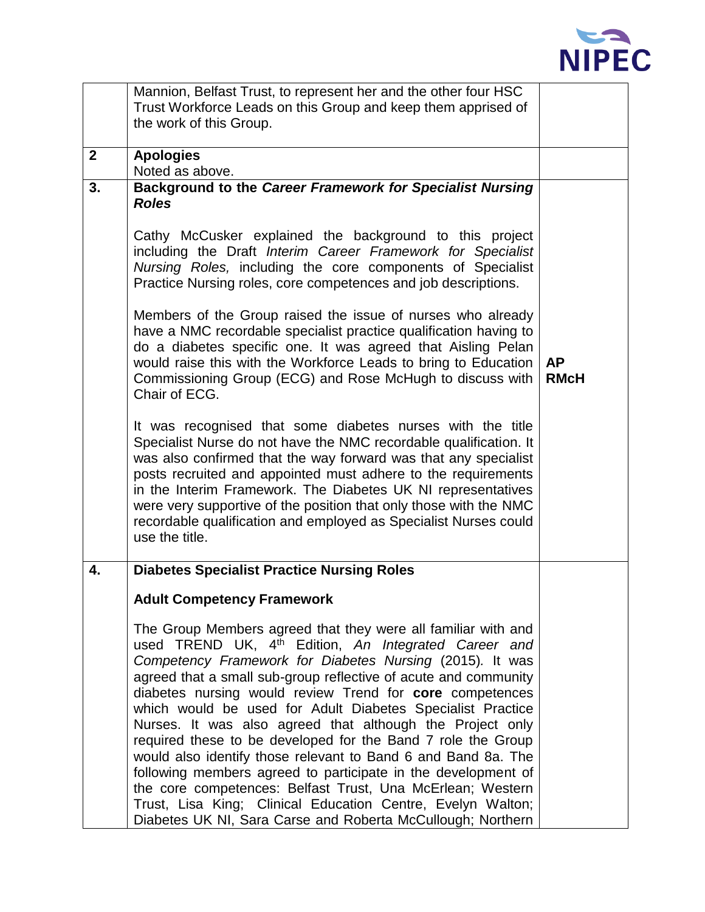| | | |
|---|---|---|
| | Mannion, Belfast Trust, to represent her and the other four HSC Trust Workforce Leads on this Group and keep them apprised of the work of this Group. | |
| **2** | **Apologies**<br>Noted as above. | |
| **3.** | ***Background to the Career Framework for Specialist Nursing Roles***<br><br>Cathy McCusker explained the background to this project including the Draft *Interim Career Framework for Specialist Nursing Roles,* including the core components of Specialist Practice Nursing roles, core competences and job descriptions.<br><br>Members of the Group raised the issue of nurses who already have a NMC recordable specialist practice qualification having to do a diabetes specific one. It was agreed that Aisling Pelan would raise this with the Workforce Leads to bring to Education Commissioning Group (ECG) and Rose McHugh to discuss with Chair of ECG.<br><br>It was recognised that some diabetes nurses with the title Specialist Nurse do not have the NMC recordable qualification. It was also confirmed that the way forward was that any specialist posts recruited and appointed must adhere to the requirements in the Interim Framework. The Diabetes UK NI representatives were very supportive of the position that only those with the NMC recordable qualification and employed as Specialist Nurses could use the title. | **AP**<br>**RMcH** |
| **4.** | **Diabetes Specialist Practice Nursing Roles**<br><br>**Adult Competency Framework**<br><br>The Group Members agreed that they were all familiar with and used TREND UK, 4th Edition, *An Integrated Career and Competency Framework for Diabetes Nursing* (2015). It was agreed that a small sub-group reflective of acute and community diabetes nursing would review Trend for **core** competences which would be used for Adult Diabetes Specialist Practice Nurses. It was also agreed that although the Project only required these to be developed for the Band 7 role the Group would also identify those relevant to Band 6 and Band 8a. The following members agreed to participate in the development of the core competences: Belfast Trust, Una McErlean; Western Trust, Lisa King; Clinical Education Centre, Evelyn Walton; Diabetes UK NI, Sara Carse and Roberta McCullough; Northern | |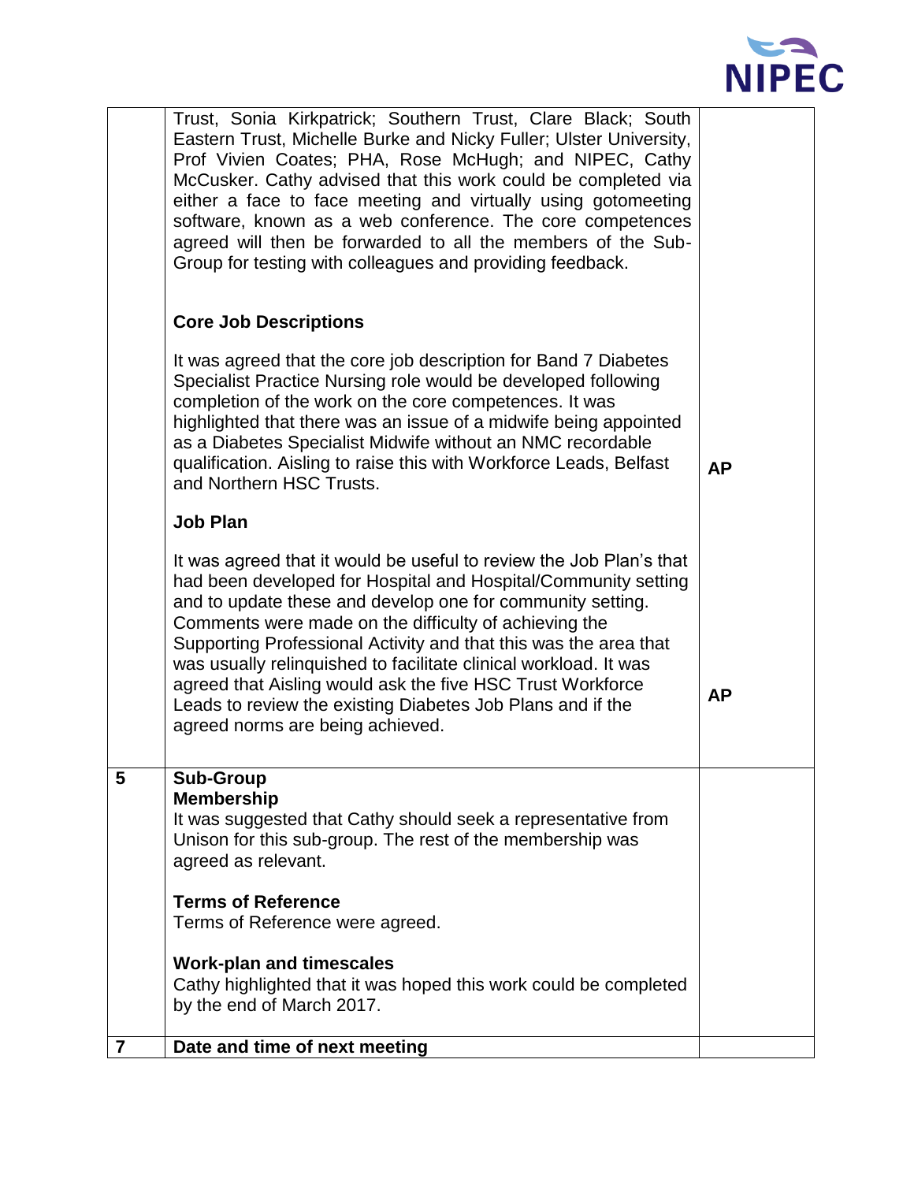| | | |
|---|---|---|
| | Trust, Sonia Kirkpatrick; Southern Trust, Clare Black; South Eastern Trust, Michelle Burke and Nicky Fuller; Ulster University, Prof Vivien Coates; PHA, Rose McHugh; and NIPEC, Cathy McCusker. Cathy advised that this work could be completed via either a face to face meeting and virtually using gotomeeting software, known as a web conference. The core competences agreed will then be forwarded to all the members of the Sub-Group for testing with colleagues and providing feedback.<br><br>**Core Job Descriptions**<br><br>It was agreed that the core job description for Band 7 Diabetes Specialist Practice Nursing role would be developed following completion of the work on the core competences. It was highlighted that there was an issue of a midwife being appointed as a Diabetes Specialist Midwife without an NMC recordable qualification. Aisling to raise this with Workforce Leads, Belfast and Northern HSC Trusts.<br><br>**Job Plan**<br><br>It was agreed that it would be useful to review the Job Plan's that had been developed for Hospital and Hospital/Community setting and to update these and develop one for community setting. Comments were made on the difficulty of achieving the Supporting Professional Activity and that this was the area that was usually relinquished to facilitate clinical workload. It was agreed that Aisling would ask the five HSC Trust Workforce Leads to review the existing Diabetes Job Plans and if the agreed norms are being achieved. | <br><br><br><br><br><br><br><br><br><br>**AP**<br><br><br><br><br><br><br><br>**AP** |
| **5** | **Sub-Group**<br>**Membership**<br>It was suggested that Cathy should seek a representative from Unison for this sub-group. The rest of the membership was agreed as relevant.<br><br>**Terms of Reference**<br>Terms of Reference were agreed.<br><br>**Work-plan and timescales**<br>Cathy highlighted that it was hoped this work could be completed by the end of March 2017. | |
| **7** | **Date and time of next meeting** | |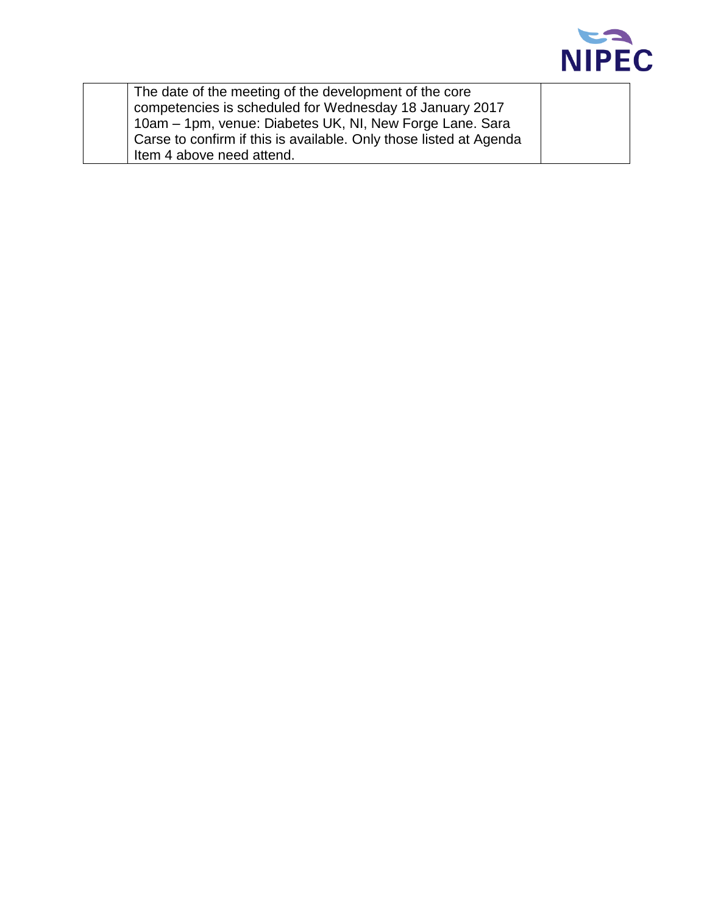| | | |
|---|---|---|
| | The date of the meeting of the development of the core competencies is scheduled for Wednesday 18 January 2017 10am – 1pm, venue: Diabetes UK, NI, New Forge Lane. Sara Carse to confirm if this is available. Only those listed at Agenda Item 4 above need attend. | |